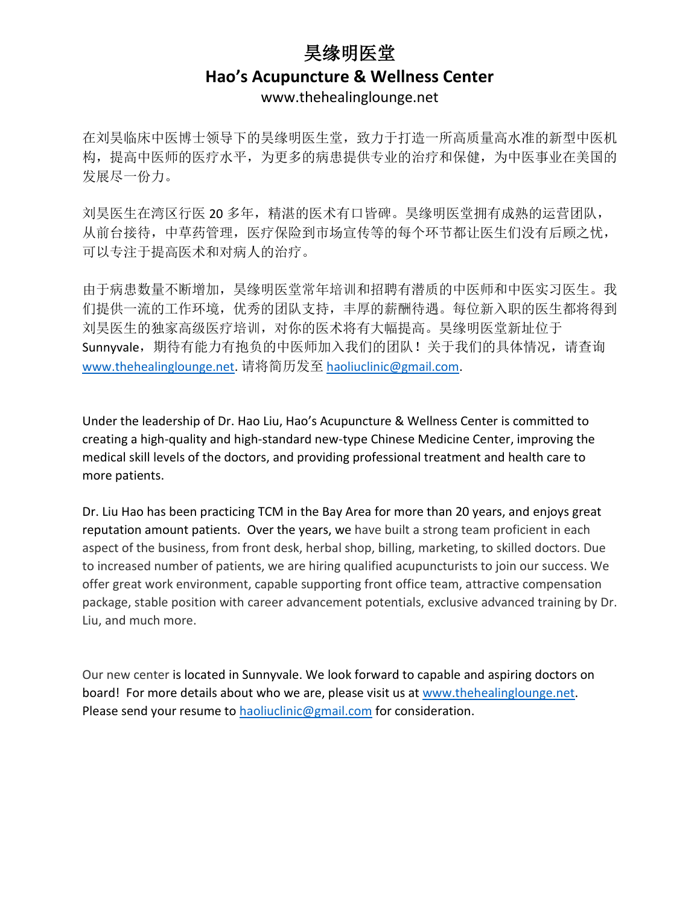# 昊缘明医堂

## Hao's Acupuncture & Wellness Center

www.thehealinglounge.net

在刘昊临床中医博士领导下的昊缘明医生堂，致力于打造一所高质量高水准的新型中医机构，提高中医师的医疗水平，为更多的病患提供专业的治疗和保健，为中医事业在美国的发展尽一份力。

刘昊医生在湾区行医 20 多年，精湛的医术有口皆碑。昊缘明医堂拥有成熟的运营团队，从前台接待，中草药管理，医疗保险到市场宣传等的每个环节都让医生们没有后顾之忧，可以专注于提高医术和对病人的治疗。

由于病患数量不断增加，昊缘明医堂常年培训和招聘有潜质的中医师和中医实习医生。我们提供一流的工作环境，优秀的团队支持，丰厚的薪酬待遇。每位新入职的医生都将得到刘昊医生的独家高级医疗培训，对你的医术将有大幅提高。昊缘明医堂新址位于 Sunnyvale，期待有能力有抱负的中医师加入我们的团队！关于我们的具体情况，请查询 www.thehealinglounge.net. 请将简历发至 haoliuclinic@gmail.com.

Under the leadership of Dr. Hao Liu, Hao's Acupuncture & Wellness Center is committed to creating a high-quality and high-standard new-type Chinese Medicine Center, improving the medical skill levels of the doctors, and providing professional treatment and health care to more patients.

Dr. Liu Hao has been practicing TCM in the Bay Area for more than 20 years, and enjoys great reputation amount patients. Over the years, we have built a strong team proficient in each aspect of the business, from front desk, herbal shop, billing, marketing, to skilled doctors. Due to increased number of patients, we are hiring qualified acupuncturists to join our success. We offer great work environment, capable supporting front office team, attractive compensation package, stable position with career advancement potentials, exclusive advanced training by Dr. Liu, and much more.

Our new center is located in Sunnyvale. We look forward to capable and aspiring doctors on board! For more details about who we are, please visit us at www.thehealinglounge.net. Please send your resume to haoliuclinic@gmail.com for consideration.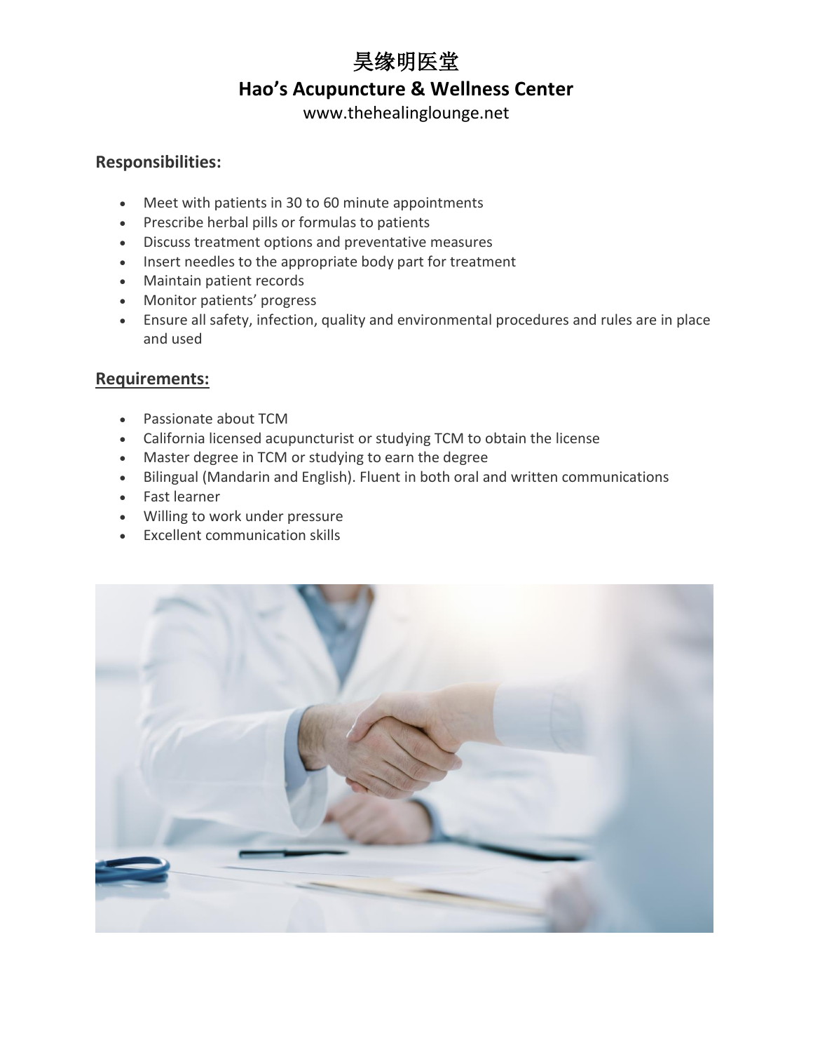# 昊缘明医堂

## Hao's Acupuncture & Wellness Center

www.thehealinglounge.net

**Responsibilities:**

- Meet with patients in 30 to 60 minute appointments
- Prescribe herbal pills or formulas to patients
- Discuss treatment options and preventative measures
- Insert needles to the appropriate body part for treatment
- Maintain patient records
- Monitor patients' progress
- Ensure all safety, infection, quality and environmental procedures and rules are in place and used

**Requirements:**

- Passionate about TCM
- California licensed acupuncturist or studying TCM to obtain the license
- Master degree in TCM or studying to earn the degree
- Bilingual (Mandarin and English). Fluent in both oral and written communications
- Fast learner
- Willing to work under pressure
- Excellent communication skills